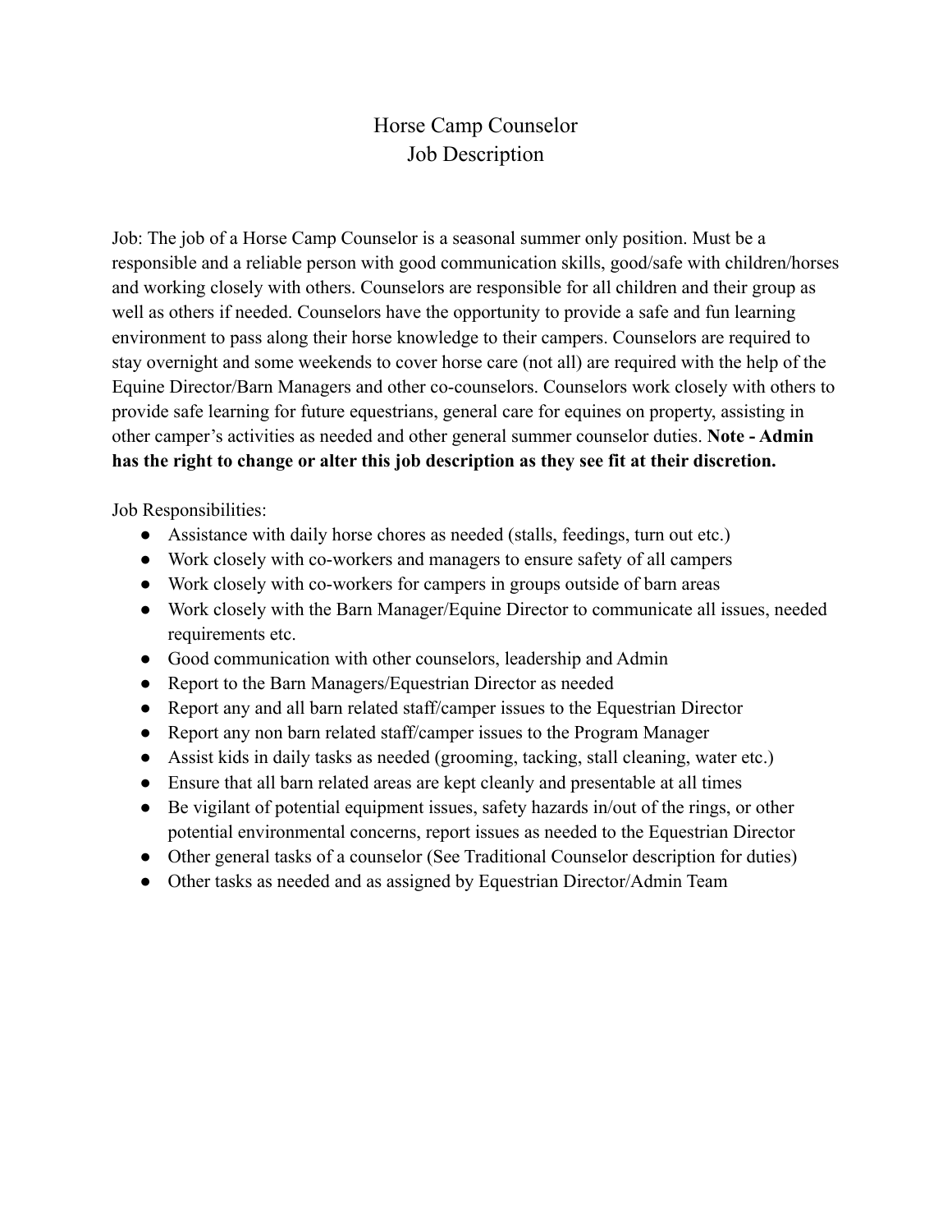# Horse Camp Counselor
## Job Description

Job: The job of a Horse Camp Counselor is a seasonal summer only position. Must be a responsible and a reliable person with good communication skills, good/safe with children/horses and working closely with others. Counselors are responsible for all children and their group as well as others if needed. Counselors have the opportunity to provide a safe and fun learning environment to pass along their horse knowledge to their campers. Counselors are required to stay overnight and some weekends to cover horse care (not all) are required with the help of the Equine Director/Barn Managers and other co-counselors. Counselors work closely with others to provide safe learning for future equestrians, general care for equines on property, assisting in other camper's activities as needed and other general summer counselor duties. **Note - Admin has the right to change or alter this job description as they see fit at their discretion.**

Job Responsibilities:

- Assistance with daily horse chores as needed (stalls, feedings, turn out etc.)
- Work closely with co-workers and managers to ensure safety of all campers
- Work closely with co-workers for campers in groups outside of barn areas
- Work closely with the Barn Manager/Equine Director to communicate all issues, needed requirements etc.
- Good communication with other counselors, leadership and Admin
- Report to the Barn Managers/Equestrian Director as needed
- Report any and all barn related staff/camper issues to the Equestrian Director
- Report any non barn related staff/camper issues to the Program Manager
- Assist kids in daily tasks as needed (grooming, tacking, stall cleaning, water etc.)
- Ensure that all barn related areas are kept cleanly and presentable at all times
- Be vigilant of potential equipment issues, safety hazards in/out of the rings, or other potential environmental concerns, report issues as needed to the Equestrian Director
- Other general tasks of a counselor (See Traditional Counselor description for duties)
- Other tasks as needed and as assigned by Equestrian Director/Admin Team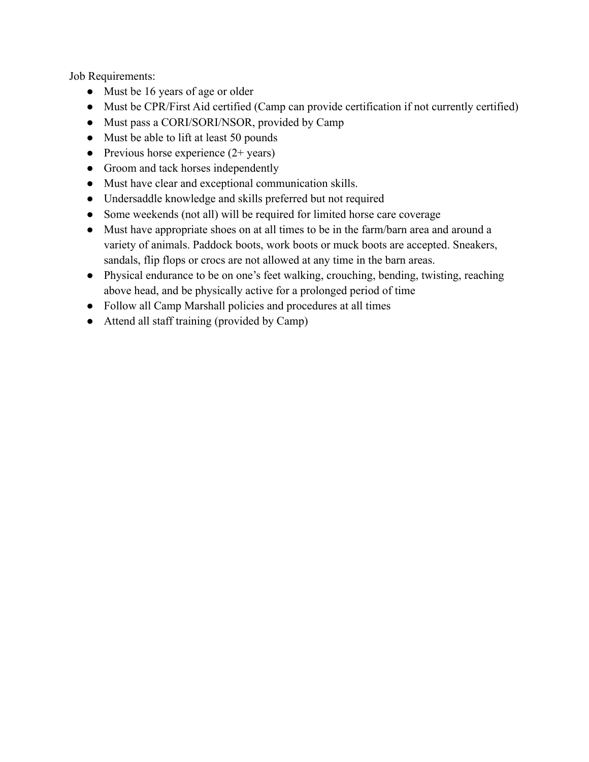Job Requirements:

- Must be 16 years of age or older
- Must be CPR/First Aid certified (Camp can provide certification if not currently certified)
- Must pass a CORI/SORI/NSOR, provided by Camp
- Must be able to lift at least 50 pounds
- Previous horse experience (2+ years)
- Groom and tack horses independently
- Must have clear and exceptional communication skills.
- Undersaddle knowledge and skills preferred but not required
- Some weekends (not all) will be required for limited horse care coverage
- Must have appropriate shoes on at all times to be in the farm/barn area and around a variety of animals. Paddock boots, work boots or muck boots are accepted. Sneakers, sandals, flip flops or crocs are not allowed at any time in the barn areas.
- Physical endurance to be on one's feet walking, crouching, bending, twisting, reaching above head, and be physically active for a prolonged period of time
- Follow all Camp Marshall policies and procedures at all times
- Attend all staff training (provided by Camp)